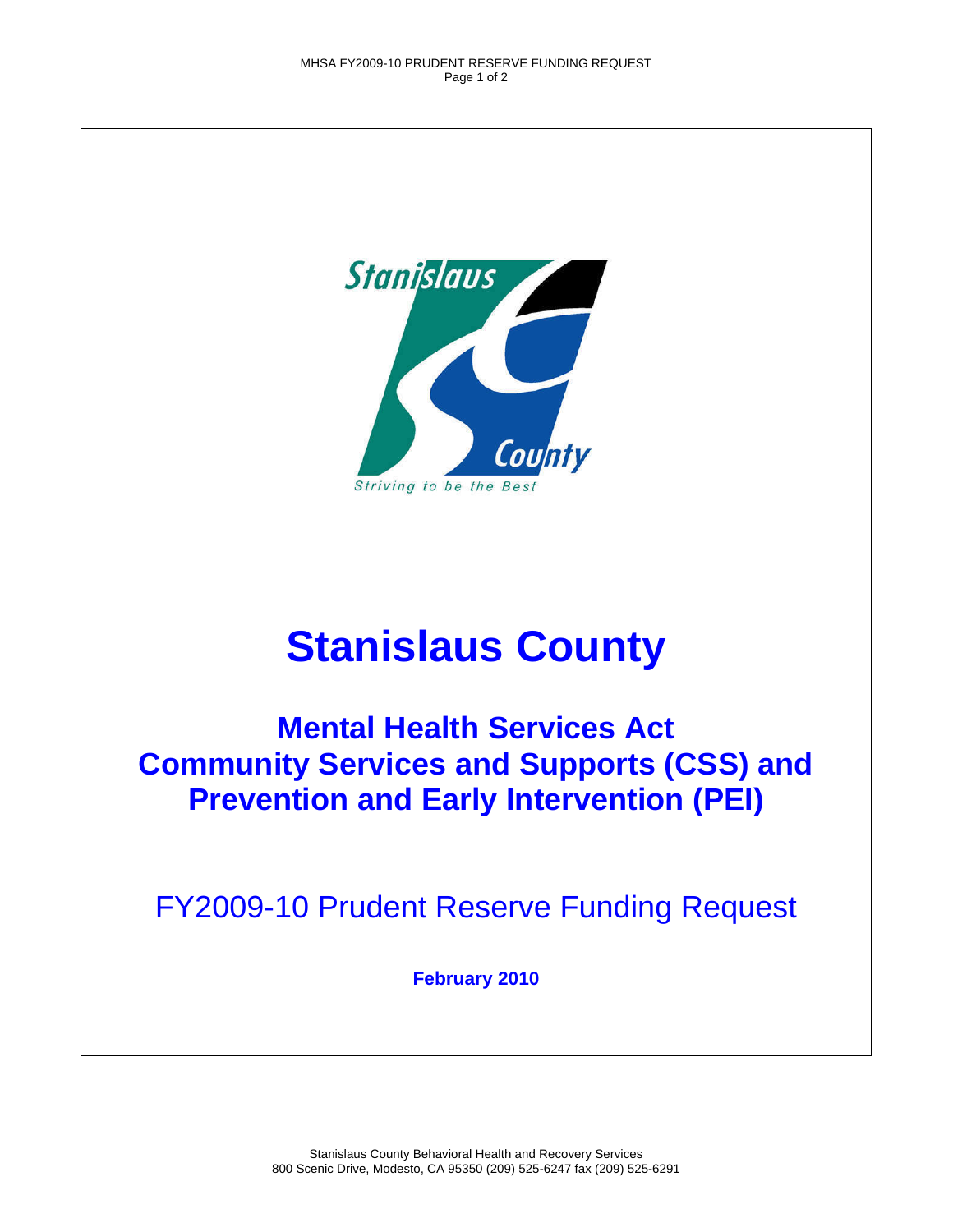# Stanislaus County

## Mental Health Services Act
## Community Services and Supports (CSS) and Prevention and Early Intervention (PEI)

FY2009-10 Prudent Reserve Funding Request

**February 2010**

Stanislaus County Behavioral Health and Recovery Services
800 Scenic Drive, Modesto, CA 95350 (209) 525-6247 fax (209) 525-6291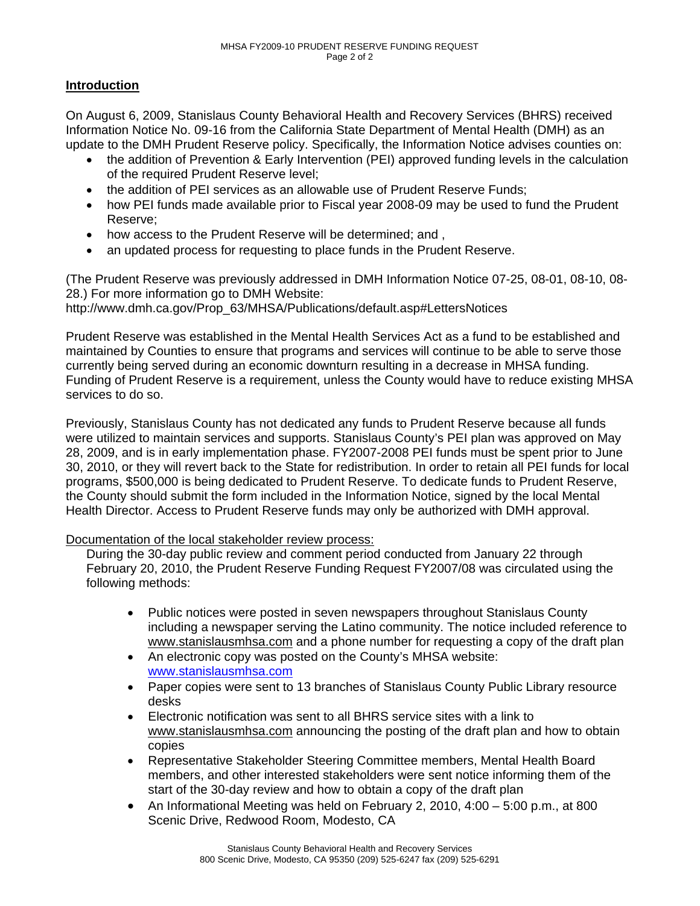## **Introduction**

On August 6, 2009, Stanislaus County Behavioral Health and Recovery Services (BHRS) received Information Notice No. 09-16 from the California State Department of Mental Health (DMH) as an update to the DMH Prudent Reserve policy. Specifically, the Information Notice advises counties on:

- the addition of Prevention & Early Intervention (PEI) approved funding levels in the calculation of the required Prudent Reserve level;
- the addition of PEI services as an allowable use of Prudent Reserve Funds;
- how PEI funds made available prior to Fiscal year 2008-09 may be used to fund the Prudent Reserve;
- how access to the Prudent Reserve will be determined; and ,
- an updated process for requesting to place funds in the Prudent Reserve.

(The Prudent Reserve was previously addressed in DMH Information Notice 07-25, 08-01, 08-10, 08-28.) For more information go to DMH Website:
http://www.dmh.ca.gov/Prop_63/MHSA/Publications/default.asp#LettersNotices

Prudent Reserve was established in the Mental Health Services Act as a fund to be established and maintained by Counties to ensure that programs and services will continue to be able to serve those currently being served during an economic downturn resulting in a decrease in MHSA funding. Funding of Prudent Reserve is a requirement, unless the County would have to reduce existing MHSA services to do so.

Previously, Stanislaus County has not dedicated any funds to Prudent Reserve because all funds were utilized to maintain services and supports. Stanislaus County's PEI plan was approved on May 28, 2009, and is in early implementation phase. FY2007-2008 PEI funds must be spent prior to June 30, 2010, or they will revert back to the State for redistribution. In order to retain all PEI funds for local programs, $500,000 is being dedicated to Prudent Reserve. To dedicate funds to Prudent Reserve, the County should submit the form included in the Information Notice, signed by the local Mental Health Director. Access to Prudent Reserve funds may only be authorized with DMH approval.

Documentation of the local stakeholder review process:

During the 30-day public review and comment period conducted from January 22 through February 20, 2010, the Prudent Reserve Funding Request FY2007/08 was circulated using the following methods:

- Public notices were posted in seven newspapers throughout Stanislaus County including a newspaper serving the Latino community. The notice included reference to www.stanislausmhsa.com and a phone number for requesting a copy of the draft plan
- An electronic copy was posted on the County's MHSA website: www.stanislausmhsa.com
- Paper copies were sent to 13 branches of Stanislaus County Public Library resource desks
- Electronic notification was sent to all BHRS service sites with a link to www.stanislausmhsa.com announcing the posting of the draft plan and how to obtain copies
- Representative Stakeholder Steering Committee members, Mental Health Board members, and other interested stakeholders were sent notice informing them of the start of the 30-day review and how to obtain a copy of the draft plan
- An Informational Meeting was held on February 2, 2010, 4:00 – 5:00 p.m., at 800 Scenic Drive, Redwood Room, Modesto, CA